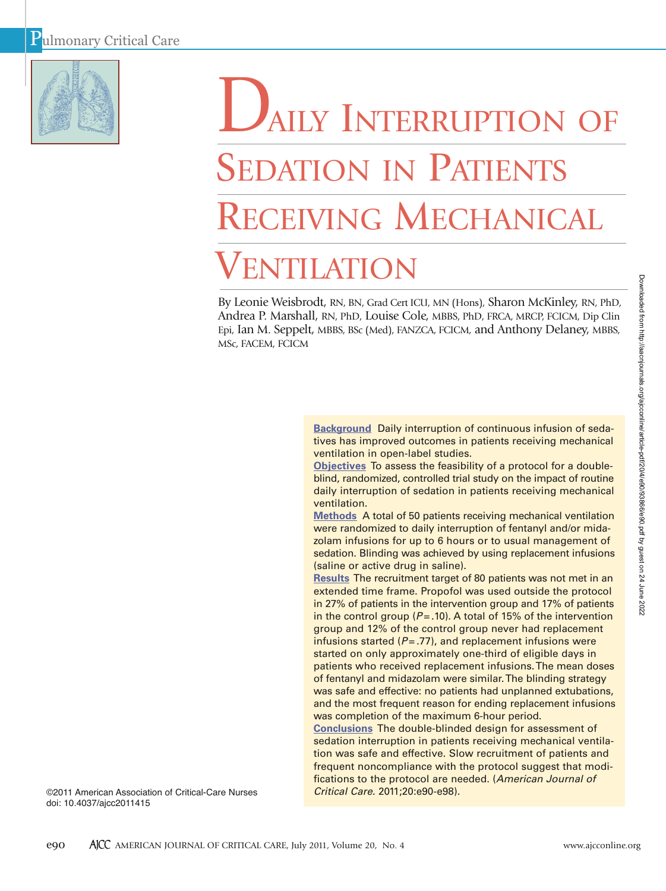Pulmonary Critical Care

# Daily Interruption of Sedation in Patients Receiving Mechanical Ventilation

By Leonie Weisbrodt, RN, BN, Grad Cert ICU, MN (Hons), Sharon McKinley, RN, PhD, Andrea P. Marshall, RN, PhD, Louise Cole, MBBS, PhD, FRCA, MRCP, FCICM, Dip Clin Epi, Ian M. Seppelt, MBBS, BSc (Med), FANZCA, FCICM, and Anthony Delaney, MBBS, MSc, FACEM, FCICM

**Background** Daily interruption of continuous infusion of sedatives has improved outcomes in patients receiving mechanical ventilation in open-label studies.

**Objectives** To assess the feasibility of a protocol for a double-blind, randomized, controlled trial study on the impact of routine daily interruption of sedation in patients receiving mechanical ventilation.

**Methods** A total of 50 patients receiving mechanical ventilation were randomized to daily interruption of fentanyl and/or midazolam infusions for up to 6 hours or to usual management of sedation. Blinding was achieved by using replacement infusions (saline or active drug in saline).

**Results** The recruitment target of 80 patients was not met in an extended time frame. Propofol was used outside the protocol in 27% of patients in the intervention group and 17% of patients in the control group ($P = .10$). A total of 15% of the intervention group and 12% of the control group never had replacement infusions started ($P = .77$), and replacement infusions were started on only approximately one-third of eligible days in patients who received replacement infusions. The mean doses of fentanyl and midazolam were similar. The blinding strategy was safe and effective: no patients had unplanned extubations, and the most frequent reason for ending replacement infusions was completion of the maximum 6-hour period.

**Conclusions** The double-blinded design for assessment of sedation interruption in patients receiving mechanical ventilation was safe and effective. Slow recruitment of patients and frequent noncompliance with the protocol suggest that modifications to the protocol are needed. (*American Journal of Critical Care.* 2011;20:e90-e98).

©2011 American Association of Critical-Care Nurses
doi: 10.4037/ajcc2011415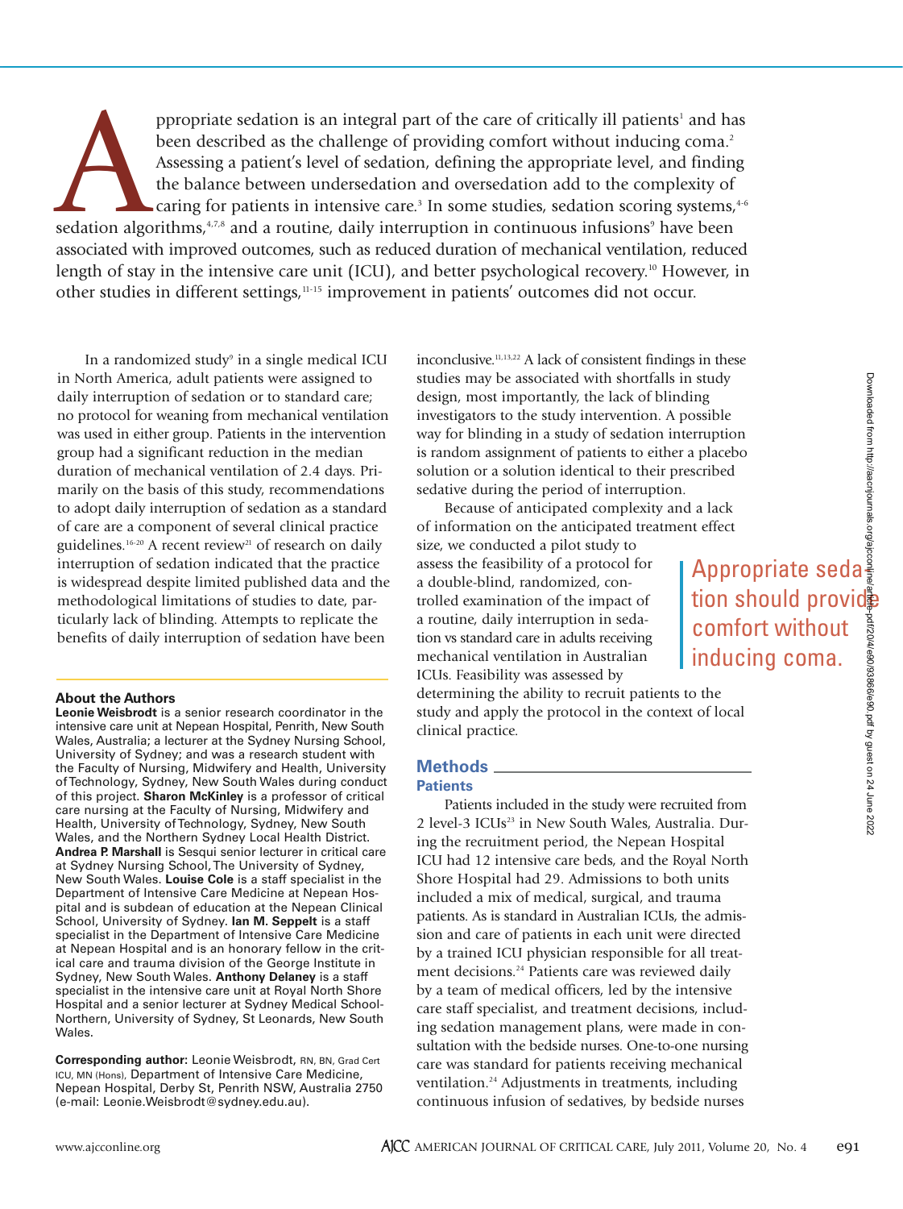Appropriate sedation is an integral part of the care of critically ill patients[1] and has been described as the challenge of providing comfort without inducing coma.[2] Assessing a patient's level of sedation, defining the appropriate level, and finding the balance between undersedation and oversedation add to the complexity of caring for patients in intensive care.[3] In some studies, sedation scoring systems,[4-6] sedation algorithms,[4,7,8] and a routine, daily interruption in continuous infusions[9] have been associated with improved outcomes, such as reduced duration of mechanical ventilation, reduced length of stay in the intensive care unit (ICU), and better psychological recovery.[10] However, in other studies in different settings,[11-15] improvement in patients' outcomes did not occur.

In a randomized study[9] in a single medical ICU in North America, adult patients were assigned to daily interruption of sedation or to standard care; no protocol for weaning from mechanical ventilation was used in either group. Patients in the intervention group had a significant reduction in the median duration of mechanical ventilation of 2.4 days. Primarily on the basis of this study, recommendations to adopt daily interruption of sedation as a standard of care are a component of several clinical practice guidelines.[16-20] A recent review[21] of research on daily interruption of sedation indicated that the practice is widespread despite limited published data and the methodological limitations of studies to date, particularly lack of blinding. Attempts to replicate the benefits of daily interruption of sedation have been inconclusive.[11,13,22] A lack of consistent findings in these studies may be associated with shortfalls in study design, most importantly, the lack of blinding investigators to the study intervention. A possible way for blinding in a study of sedation interruption is random assignment of patients to either a placebo solution or a solution identical to their prescribed sedative during the period of interruption.

Because of anticipated complexity and a lack of information on the anticipated treatment effect size, we conducted a pilot study to assess the feasibility of a protocol for a double-blind, randomized, controlled examination of the impact of a routine, daily interruption in sedation vs standard care in adults receiving mechanical ventilation in Australian ICUs. Feasibility was assessed by determining the ability to recruit patients to the study and apply the protocol in the context of local clinical practice.

> Appropriate sedation should provide comfort without inducing coma.

## Methods

### Patients

Patients included in the study were recruited from 2 level-3 ICUs[23] in New South Wales, Australia. During the recruitment period, the Nepean Hospital ICU had 12 intensive care beds, and the Royal North Shore Hospital had 29. Admissions to both units included a mix of medical, surgical, and trauma patients. As is standard in Australian ICUs, the admission and care of patients in each unit were directed by a trained ICU physician responsible for all treatment decisions.[24] Patients care was reviewed daily by a team of medical officers, led by the intensive care staff specialist, and treatment decisions, including sedation management plans, were made in consultation with the bedside nurses. One-to-one nursing care was standard for patients receiving mechanical ventilation.[24] Adjustments in treatments, including continuous infusion of sedatives, by bedside nurses

**About the Authors**

**Leonie Weisbrodt** is a senior research coordinator in the intensive care unit at Nepean Hospital, Penrith, New South Wales, Australia; a lecturer at the Sydney Nursing School, University of Sydney; and was a research student with the Faculty of Nursing, Midwifery and Health, University of Technology, Sydney, New South Wales during conduct of this project. **Sharon McKinley** is a professor of critical care nursing at the Faculty of Nursing, Midwifery and Health, University of Technology, Sydney, New South Wales, and the Northern Sydney Local Health District. **Andrea P. Marshall** is Sesqui senior lecturer in critical care at Sydney Nursing School, The University of Sydney, New South Wales. **Louise Cole** is a staff specialist in the Department of Intensive Care Medicine at Nepean Hospital and is subdean of education at the Nepean Clinical School, University of Sydney. **Ian M. Seppelt** is a staff specialist in the Department of Intensive Care Medicine at Nepean Hospital and is an honorary fellow in the critical care and trauma division of the George Institute in Sydney, New South Wales. **Anthony Delaney** is a staff specialist in the intensive care unit at Royal North Shore Hospital and a senior lecturer at Sydney Medical School-Northern, University of Sydney, St Leonards, New South Wales.

**Corresponding author:** Leonie Weisbrodt, RN, BN, Grad Cert ICU, MN (Hons), Department of Intensive Care Medicine, Nepean Hospital, Derby St, Penrith NSW, Australia 2750 (e-mail: Leonie.Weisbrodt@sydney.edu.au).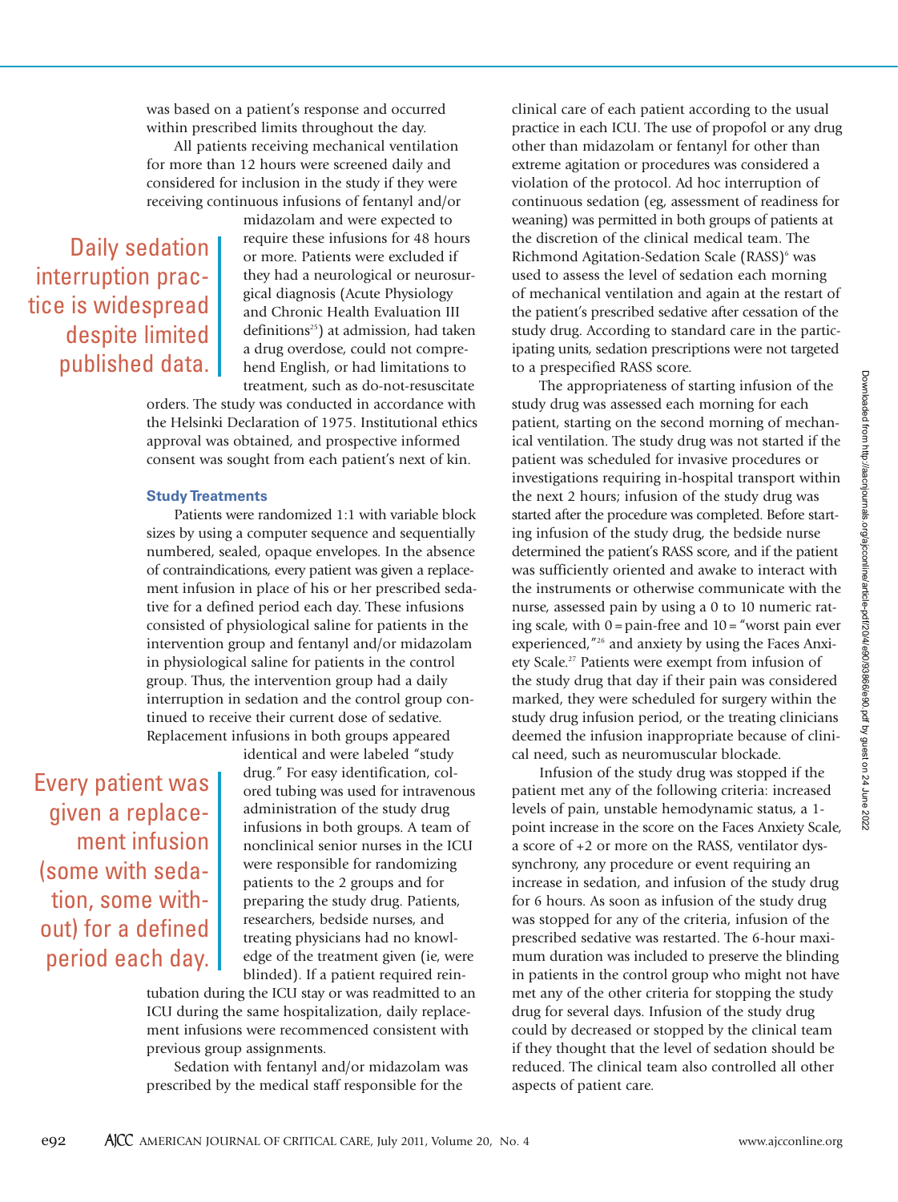was based on a patient's response and occurred within prescribed limits throughout the day.

All patients receiving mechanical ventilation for more than 12 hours were screened daily and considered for inclusion in the study if they were receiving continuous infusions of fentanyl and/or midazolam and were expected to require these infusions for 48 hours or more. Patients were excluded if they had a neurological or neurosurgical diagnosis (Acute Physiology and Chronic Health Evaluation III definitions[25]) at admission, had taken a drug overdose, could not comprehend English, or had limitations to treatment, such as do-not-resuscitate orders. The study was conducted in accordance with the Helsinki Declaration of 1975. Institutional ethics approval was obtained, and prospective informed consent was sought from each patient's next of kin.

> Daily sedation interruption practice is widespread despite limited published data.

### Study Treatments

Patients were randomized 1:1 with variable block sizes by using a computer sequence and sequentially numbered, sealed, opaque envelopes. In the absence of contraindications, every patient was given a replacement infusion in place of his or her prescribed sedative for a defined period each day. These infusions consisted of physiological saline for patients in the intervention group and fentanyl and/or midazolam in physiological saline for patients in the control group. Thus, the intervention group had a daily interruption in sedation and the control group continued to receive their current dose of sedative. Replacement infusions in both groups appeared identical and were labeled "study drug." For easy identification, colored tubing was used for intravenous administration of the study drug infusions in both groups. A team of nonclinical senior nurses in the ICU were responsible for randomizing patients to the 2 groups and for preparing the study drug. Patients, researchers, bedside nurses, and treating physicians had no knowledge of the treatment given (ie, were blinded). If a patient required reintubation during the ICU stay or was readmitted to an ICU during the same hospitalization, daily replacement infusions were recommenced consistent with previous group assignments.

> Every patient was given a replacement infusion (some with sedation, some without) for a defined period each day.

Sedation with fentanyl and/or midazolam was prescribed by the medical staff responsible for the clinical care of each patient according to the usual practice in each ICU. The use of propofol or any drug other than midazolam or fentanyl for other than extreme agitation or procedures was considered a violation of the protocol. Ad hoc interruption of continuous sedation (eg, assessment of readiness for weaning) was permitted in both groups of patients at the discretion of the clinical medical team. The Richmond Agitation-Sedation Scale (RASS)[6] was used to assess the level of sedation each morning of mechanical ventilation and again at the restart of the patient's prescribed sedative after cessation of the study drug. According to standard care in the participating units, sedation prescriptions were not targeted to a prespecified RASS score.

The appropriateness of starting infusion of the study drug was assessed each morning for each patient, starting on the second morning of mechanical ventilation. The study drug was not started if the patient was scheduled for invasive procedures or investigations requiring in-hospital transport within the next 2 hours; infusion of the study drug was started after the procedure was completed. Before starting infusion of the study drug, the bedside nurse determined the patient's RASS score, and if the patient was sufficiently oriented and awake to interact with the instruments or otherwise communicate with the nurse, assessed pain by using a 0 to 10 numeric rating scale, with 0 = pain-free and 10 = "worst pain ever experienced,"[26] and anxiety by using the Faces Anxiety Scale.[27] Patients were exempt from infusion of the study drug that day if their pain was considered marked, they were scheduled for surgery within the study drug infusion period, or the treating clinicians deemed the infusion inappropriate because of clinical need, such as neuromuscular blockade.

Infusion of the study drug was stopped if the patient met any of the following criteria: increased levels of pain, unstable hemodynamic status, a 1-point increase in the score on the Faces Anxiety Scale, a score of +2 or more on the RASS, ventilator dyssynchrony, any procedure or event requiring an increase in sedation, and infusion of the study drug for 6 hours. As soon as infusion of the study drug was stopped for any of the criteria, infusion of the prescribed sedative was restarted. The 6-hour maximum duration was included to preserve the blinding in patients in the control group who might not have met any of the other criteria for stopping the study drug for several days. Infusion of the study drug could by decreased or stopped by the clinical team if they thought that the level of sedation should be reduced. The clinical team also controlled all other aspects of patient care.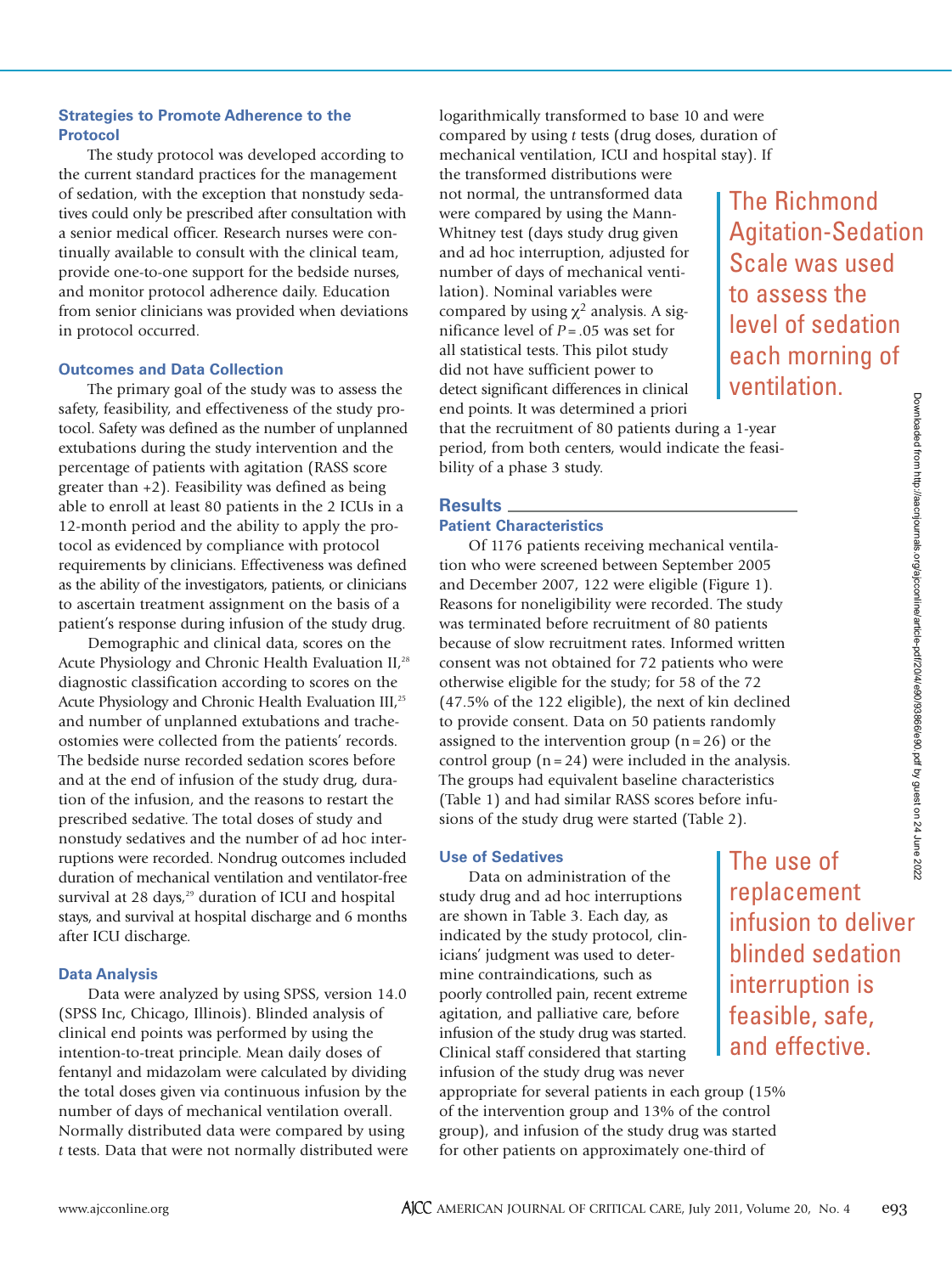### Strategies to Promote Adherence to the Protocol

The study protocol was developed according to the current standard practices for the management of sedation, with the exception that nonstudy sedatives could only be prescribed after consultation with a senior medical officer. Research nurses were continually available to consult with the clinical team, provide one-to-one support for the bedside nurses, and monitor protocol adherence daily. Education from senior clinicians was provided when deviations in protocol occurred.

### Outcomes and Data Collection

The primary goal of the study was to assess the safety, feasibility, and effectiveness of the study protocol. Safety was defined as the number of unplanned extubations during the study intervention and the percentage of patients with agitation (RASS score greater than +2). Feasibility was defined as being able to enroll at least 80 patients in the 2 ICUs in a 12-month period and the ability to apply the protocol as evidenced by compliance with protocol requirements by clinicians. Effectiveness was defined as the ability of the investigators, patients, or clinicians to ascertain treatment assignment on the basis of a patient's response during infusion of the study drug.

Demographic and clinical data, scores on the Acute Physiology and Chronic Health Evaluation II,[28] diagnostic classification according to scores on the Acute Physiology and Chronic Health Evaluation III,[25] and number of unplanned extubations and tracheostomies were collected from the patients' records. The bedside nurse recorded sedation scores before and at the end of infusion of the study drug, duration of the infusion, and the reasons to restart the prescribed sedative. The total doses of study and nonstudy sedatives and the number of ad hoc interruptions were recorded. Nondrug outcomes included duration of mechanical ventilation and ventilator-free survival at 28 days,[29] duration of ICU and hospital stays, and survival at hospital discharge and 6 months after ICU discharge.

### Data Analysis

Data were analyzed by using SPSS, version 14.0 (SPSS Inc, Chicago, Illinois). Blinded analysis of clinical end points was performed by using the intention-to-treat principle. Mean daily doses of fentanyl and midazolam were calculated by dividing the total doses given via continuous infusion by the number of days of mechanical ventilation overall. Normally distributed data were compared by using *t* tests. Data that were not normally distributed were logarithmically transformed to base 10 and were compared by using *t* tests (drug doses, duration of mechanical ventilation, ICU and hospital stay). If the transformed distributions were not normal, the untransformed data were compared by using the Mann-Whitney test (days study drug given and ad hoc interruption, adjusted for number of days of mechanical ventilation). Nominal variables were compared by using $\chi^2$ analysis. A significance level of $P = .05$ was set for all statistical tests. This pilot study did not have sufficient power to detect significant differences in clinical end points. It was determined a priori that the recruitment of 80 patients during a 1-year period, from both centers, would indicate the feasibility of a phase 3 study.

The Richmond Agitation-Sedation Scale was used to assess the level of sedation each morning of ventilation.

## Results

### Patient Characteristics

Of 1176 patients receiving mechanical ventilation who were screened between September 2005 and December 2007, 122 were eligible (Figure 1). Reasons for noneligibility were recorded. The study was terminated before recruitment of 80 patients because of slow recruitment rates. Informed written consent was not obtained for 72 patients who were otherwise eligible for the study; for 58 of the 72 (47.5% of the 122 eligible), the next of kin declined to provide consent. Data on 50 patients randomly assigned to the intervention group (n = 26) or the control group (n = 24) were included in the analysis. The groups had equivalent baseline characteristics (Table 1) and had similar RASS scores before infusions of the study drug were started (Table 2).

### Use of Sedatives

Data on administration of the study drug and ad hoc interruptions are shown in Table 3. Each day, as indicated by the study protocol, clinicians' judgment was used to determine contraindications, such as poorly controlled pain, recent extreme agitation, and palliative care, before infusion of the study drug was started. Clinical staff considered that starting infusion of the study drug was never appropriate for several patients in each group (15% of the intervention group and 13% of the control group), and infusion of the study drug was started for other patients on approximately one-third of

The use of replacement infusion to deliver blinded sedation interruption is feasible, safe, and effective.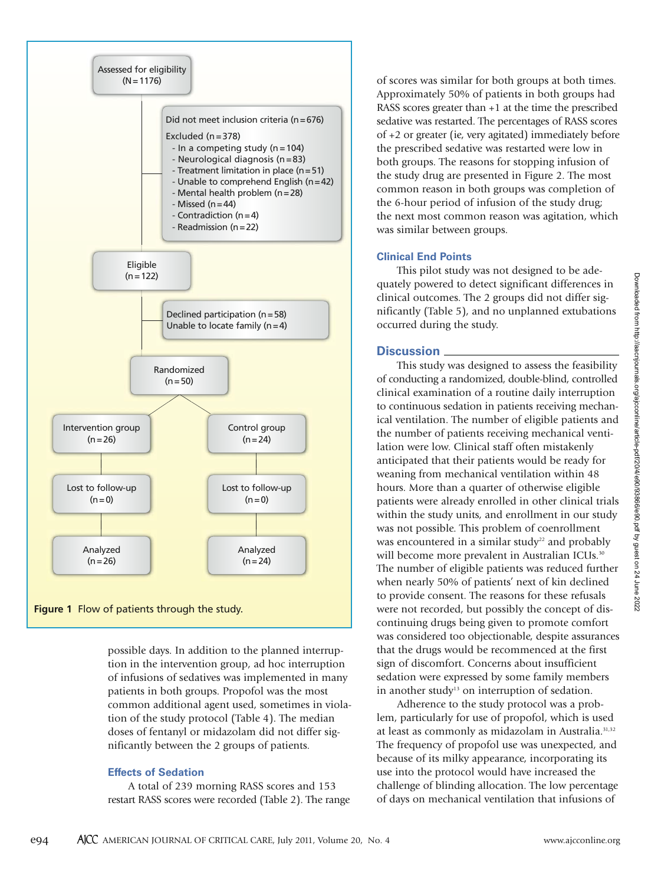Assessed for eligibility (N = 1176)

Did not meet inclusion criteria (n = 676)

Excluded (n = 378)
- In a competing study (n = 104)
- Neurological diagnosis (n = 83)
- Treatment limitation in place (n = 51)
- Unable to comprehend English (n = 42)
- Mental health problem (n = 28)
- Missed (n = 44)
- Contradiction (n = 4)
- Readmission (n = 22)

Eligible (n = 122)

Declined participation (n = 58)
Unable to locate family (n = 4)

Randomized (n = 50)

Intervention group (n = 26) | Control group (n = 24)

Lost to follow-up (n = 0) | Lost to follow-up (n = 0)

Analyzed (n = 26) | Analyzed (n = 24)

**Figure 1** Flow of patients through the study.

possible days. In addition to the planned interruption in the intervention group, ad hoc interruption of infusions of sedatives was implemented in many patients in both groups. Propofol was the most common additional agent used, sometimes in violation of the study protocol (Table 4). The median doses of fentanyl or midazolam did not differ significantly between the 2 groups of patients.

### Effects of Sedation

A total of 239 morning RASS scores and 153 restart RASS scores were recorded (Table 2). The range of scores was similar for both groups at both times. Approximately 50% of patients in both groups had RASS scores greater than +1 at the time the prescribed sedative was restarted. The percentages of RASS scores of +2 or greater (ie, very agitated) immediately before the prescribed sedative was restarted were low in both groups. The reasons for stopping infusion of the study drug are presented in Figure 2. The most common reason in both groups was completion of the 6-hour period of infusion of the study drug; the next most common reason was agitation, which was similar between groups.

### Clinical End Points

This pilot study was not designed to be adequately powered to detect significant differences in clinical outcomes. The 2 groups did not differ significantly (Table 5), and no unplanned extubations occurred during the study.

## Discussion

This study was designed to assess the feasibility of conducting a randomized, double-blind, controlled clinical examination of a routine daily interruption to continuous sedation in patients receiving mechanical ventilation. The number of eligible patients and the number of patients receiving mechanical ventilation were low. Clinical staff often mistakenly anticipated that their patients would be ready for weaning from mechanical ventilation within 48 hours. More than a quarter of otherwise eligible patients were already enrolled in other clinical trials within the study units, and enrollment in our study was not possible. This problem of coenrollment was encountered in a similar study[22] and probably will become more prevalent in Australian ICUs.[30] The number of eligible patients was reduced further when nearly 50% of patients' next of kin declined to provide consent. The reasons for these refusals were not recorded, but possibly the concept of discontinuing drugs being given to promote comfort was considered too objectionable, despite assurances that the drugs would be recommenced at the first sign of discomfort. Concerns about insufficient sedation were expressed by some family members in another study[13] on interruption of sedation.

Adherence to the study protocol was a problem, particularly for use of propofol, which is used at least as commonly as midazolam in Australia.[31,32] The frequency of propofol use was unexpected, and because of its milky appearance, incorporating its use into the protocol would have increased the challenge of blinding allocation. The low percentage of days on mechanical ventilation that infusions of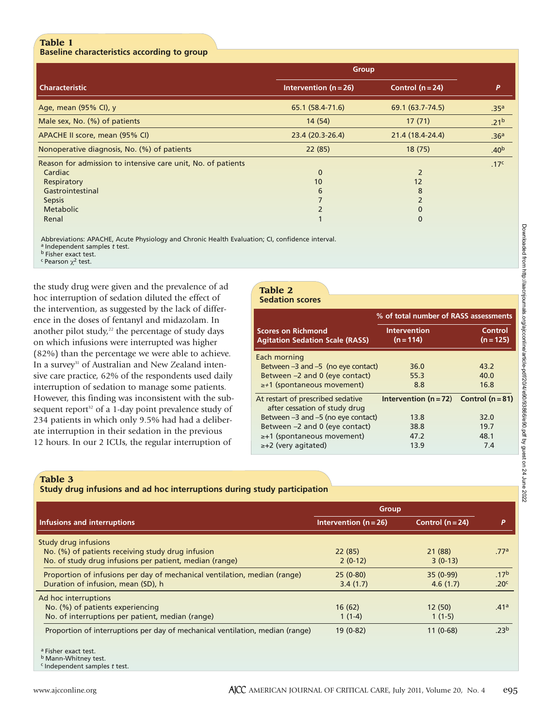**Table 1**
**Baseline characteristics according to group**

| Characteristic | Group | | P |
|---|---|---|---|
| | Intervention (n = 26) | Control (n = 24) | |
| Age, mean (95% CI), y | 65.1 (58.4-71.6) | 69.1 (63.7-74.5) | .35[a] |
| Male sex, No. (%) of patients | 14 (54) | 17 (71) | .21[b] |
| APACHE II score, mean (95% CI) | 23.4 (20.3-26.4) | 21.4 (18.4-24.4) | .36[a] |
| Nonoperative diagnosis, No. (%) of patients | 22 (85) | 18 (75) | .40[b] |
| Reason for admission to intensive care unit, No. of patients | | | .17[c] |
| Cardiac | 0 | 2 | |
| Respiratory | 10 | 12 | |
| Gastrointestinal | 6 | 8 | |
| Sepsis | 7 | 2 | |
| Metabolic | 2 | 0 | |
| Renal | 1 | 0 | |

Abbreviations: APACHE, Acute Physiology and Chronic Health Evaluation; CI, confidence interval.
[a] Independent samples *t* test.
[b] Fisher exact test.
[c] Pearson $\chi^2$ test.

the study drug were given and the prevalence of ad hoc interruption of sedation diluted the effect of the intervention, as suggested by the lack of difference in the doses of fentanyl and midazolam. In another pilot study,[22] the percentage of study days on which infusions were interrupted was higher (82%) than the percentage we were able to achieve. In a survey[31] of Australian and New Zealand intensive care practice, 62% of the respondents used daily interruption of sedation to manage some patients. However, this finding was inconsistent with the subsequent report[32] of a 1-day point prevalence study of 234 patients in which only 9.5% had had a deliberate interruption in their sedation in the previous 12 hours. In our 2 ICUs, the regular interruption of

**Table 2**
**Sedation scores**

| Scores on Richmond Agitation Sedation Scale (RASS) | % of total number of RASS assessments | |
|---|---|---|
| | Intervention (n = 114) | Control (n = 125) |
| Each morning | | |
| Between −3 and −5 (no eye contact) | 36.0 | 43.2 |
| Between −2 and 0 (eye contact) | 55.3 | 40.0 |
| ≥+1 (spontaneous movement) | 8.8 | 16.8 |
| At restart of prescribed sedative after cessation of study drug | Intervention (n = 72) | Control (n = 81) |
| Between −3 and −5 (no eye contact) | 13.8 | 32.0 |
| Between −2 and 0 (eye contact) | 38.8 | 19.7 |
| ≥+1 (spontaneous movement) | 47.2 | 48.1 |
| ≥+2 (very agitated) | 13.9 | 7.4 |

**Table 3**
**Study drug infusions and ad hoc interruptions during study participation**

| Infusions and interruptions | Group | | P |
|---|---|---|---|
| | Intervention (n = 26) | Control (n = 24) | |
| Study drug infusions | | | |
| No. (%) of patients receiving study drug infusion | 22 (85) | 21 (88) | .77[a] |
| No. of study drug infusions per patient, median (range) | 2 (0-12) | 3 (0-13) | |
| Proportion of infusions per day of mechanical ventilation, median (range) | 25 (0-80) | 35 (0-99) | .17[b] |
| Duration of infusion, mean (SD), h | 3.4 (1.7) | 4.6 (1.7) | .20[c] |
| Ad hoc interruptions | | | |
| No. (%) of patients experiencing | 16 (62) | 12 (50) | .41[a] |
| No. of interruptions per patient, median (range) | 1 (1-4) | 1 (1-5) | |
| Proportion of interruptions per day of mechanical ventilation, median (range) | 19 (0-82) | 11 (0-68) | .23[b] |

[a] Fisher exact test.
[b] Mann-Whitney test.
[c] Independent samples *t* test.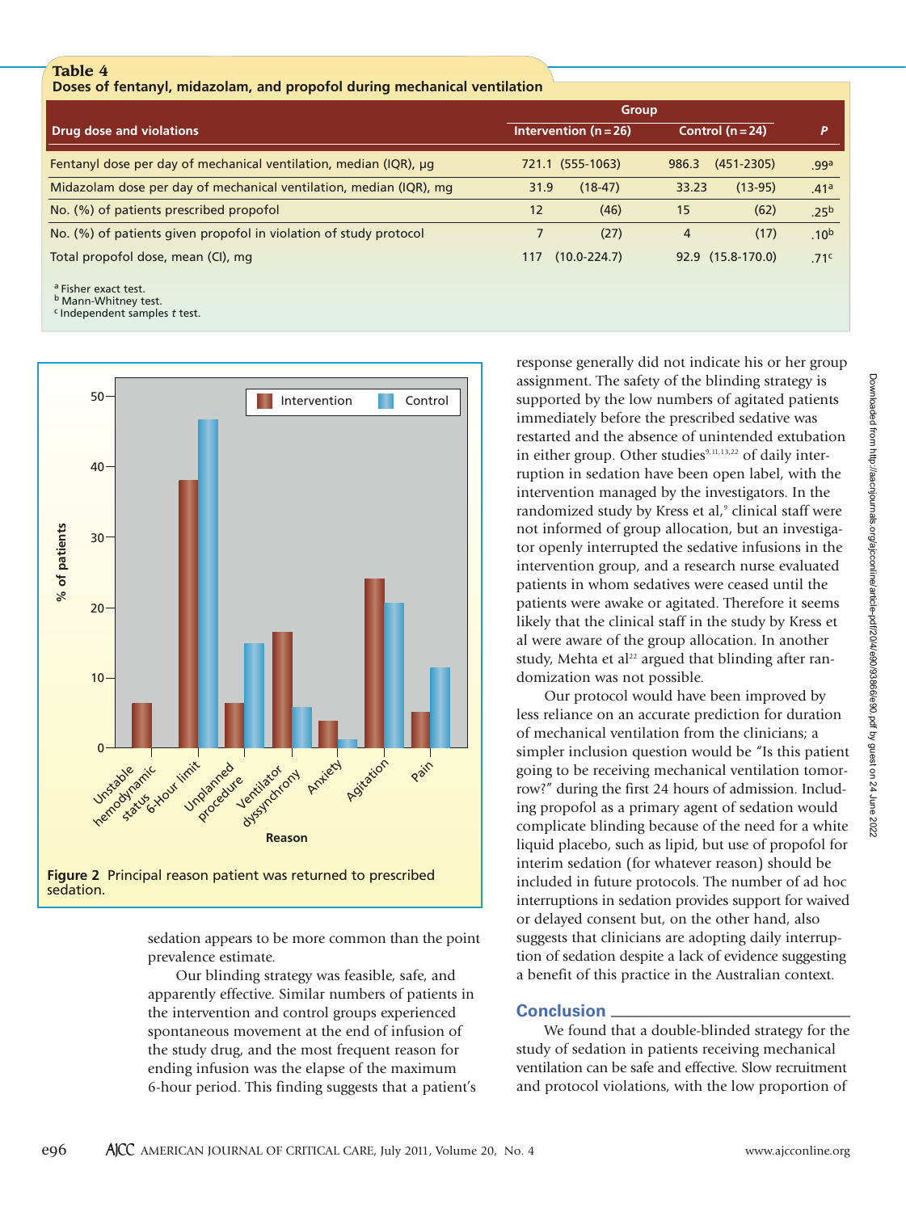**Table 4**
**Doses of fentanyl, midazolam, and propofol during mechanical ventilation**

| Drug dose and violations | Group | | | | P |
|---|---|---|---|---|---|
| | Intervention (n = 26) | | Control (n = 24) | | |
| Fentanyl dose per day of mechanical ventilation, median (IQR), μg | 721.1 | (555-1063) | 986.3 | (451-2305) | .99[a] |
| Midazolam dose per day of mechanical ventilation, median (IQR), mg | 31.9 | (18-47) | 33.23 | (13-95) | .41[a] |
| No. (%) of patients prescribed propofol | 12 | (46) | 15 | (62) | .25[b] |
| No. (%) of patients given propofol in violation of study protocol | 7 | (27) | 4 | (17) | .10[b] |
| Total propofol dose, mean (CI), mg | 117 | (10.0-224.7) | 92.9 | (15.8-170.0) | .71[c] |

[a] Fisher exact test.
[b] Mann-Whitney test.
[c] Independent samples *t* test.

**Figure 2** Principal reason patient was returned to prescribed sedation.

sedation appears to be more common than the point prevalence estimate.

Our blinding strategy was feasible, safe, and apparently effective. Similar numbers of patients in the intervention and control groups experienced spontaneous movement at the end of infusion of the study drug, and the most frequent reason for ending infusion was the elapse of the maximum 6-hour period. This finding suggests that a patient's response generally did not indicate his or her group assignment. The safety of the blinding strategy is supported by the low numbers of agitated patients immediately before the prescribed sedative was restarted and the absence of unintended extubation in either group. Other studies[9,11,13,22] of daily interruption in sedation have been open label, with the intervention managed by the investigators. In the randomized study by Kress et al,[9] clinical staff were not informed of group allocation, but an investigator openly interrupted the sedative infusions in the intervention group, and a research nurse evaluated patients in whom sedatives were ceased until the patients were awake or agitated. Therefore it seems likely that the clinical staff in the study by Kress et al were aware of the group allocation. In another study, Mehta et al[22] argued that blinding after randomization was not possible.

Our protocol would have been improved by less reliance on an accurate prediction for duration of mechanical ventilation from the clinicians; a simpler inclusion question would be "Is this patient going to be receiving mechanical ventilation tomorrow?" during the first 24 hours of admission. Including propofol as a primary agent of sedation would complicate blinding because of the need for a white liquid placebo, such as lipid, but use of propofol for interim sedation (for whatever reason) should be included in future protocols. The number of ad hoc interruptions in sedation provides support for waived or delayed consent but, on the other hand, also suggests that clinicians are adopting daily interruption of sedation despite a lack of evidence suggesting a benefit of this practice in the Australian context.

## Conclusion

We found that a double-blinded strategy for the study of sedation in patients receiving mechanical ventilation can be safe and effective. Slow recruitment and protocol violations, with the low proportion of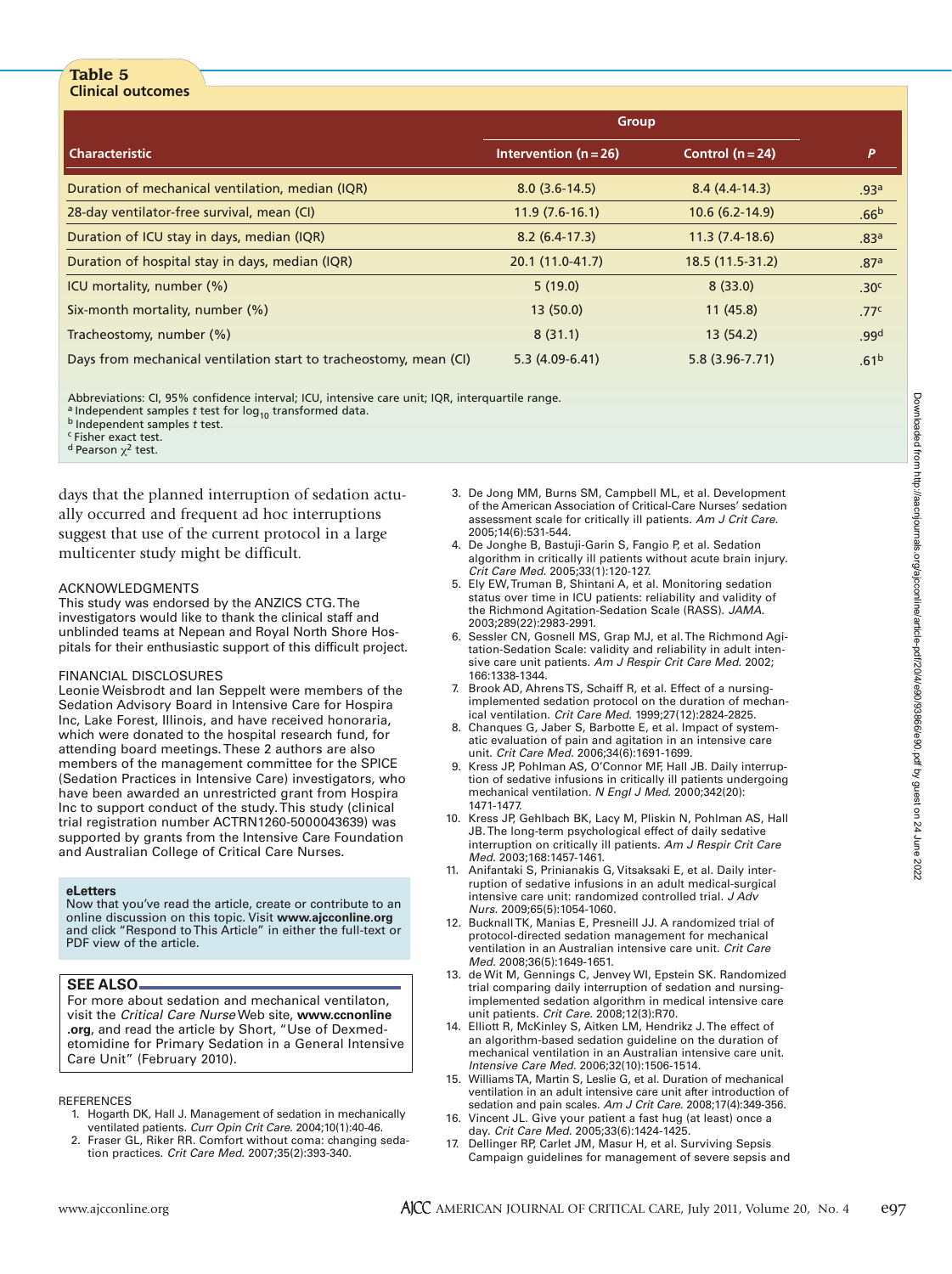**Table 5**
**Clinical outcomes**

| Characteristic | Group | | *P* |
|---|---|---|---|
| | Intervention (n = 26) | Control (n = 24) | |
| Duration of mechanical ventilation, median (IQR) | 8.0 (3.6-14.5) | 8.4 (4.4-14.3) | .93[a] |
| 28-day ventilator-free survival, mean (CI) | 11.9 (7.6-16.1) | 10.6 (6.2-14.9) | .66[b] |
| Duration of ICU stay in days, median (IQR) | 8.2 (6.4-17.3) | 11.3 (7.4-18.6) | .83[a] |
| Duration of hospital stay in days, median (IQR) | 20.1 (11.0-41.7) | 18.5 (11.5-31.2) | .87[a] |
| ICU mortality, number (%) | 5 (19.0) | 8 (33.0) | .30[c] |
| Six-month mortality, number (%) | 13 (50.0) | 11 (45.8) | .77[c] |
| Tracheostomy, number (%) | 8 (31.1) | 13 (54.2) | .99[d] |
| Days from mechanical ventilation start to tracheostomy, mean (CI) | 5.3 (4.09-6.41) | 5.8 (3.96-7.71) | .61[b] |

Abbreviations: CI, 95% confidence interval; ICU, intensive care unit; IQR, interquartile range.
[a] Independent samples *t* test for $\log_{10}$ transformed data.
[b] Independent samples *t* test.
[c] Fisher exact test.
[d] Pearson $\chi^2$ test.

days that the planned interruption of sedation actually occurred and frequent ad hoc interruptions suggest that use of the current protocol in a large multicenter study might be difficult.

## ACKNOWLEDGMENTS

This study was endorsed by the ANZICS CTG. The investigators would like to thank the clinical staff and unblinded teams at Nepean and Royal North Shore Hospitals for their enthusiastic support of this difficult project.

## FINANCIAL DISCLOSURES

Leonie Weisbrodt and Ian Seppelt were members of the Sedation Advisory Board in Intensive Care for Hospira Inc, Lake Forest, Illinois, and have received honoraria, which were donated to the hospital research fund, for attending board meetings. These 2 authors are also members of the management committee for the SPICE (Sedation Practices in Intensive Care) investigators, who have been awarded an unrestricted grant from Hospira Inc to support conduct of the study. This study (clinical trial registration number ACTRN1260-5000043639) was supported by grants from the Intensive Care Foundation and Australian College of Critical Care Nurses.

**eLetters**
Now that you've read the article, create or contribute to an online discussion on this topic. Visit **www.ajcconline.org** and click "Respond to This Article" in either the full-text or PDF view of the article.

**SEE ALSO**
For more about sedation and mechanical ventilaton, visit the *Critical Care Nurse* Web site, **www.ccnonline.org**, and read the article by Short, "Use of Dexmedetomidine for Primary Sedation in a General Intensive Care Unit" (February 2010).

## REFERENCES

1. Hogarth DK, Hall J. Management of sedation in mechanically ventilated patients. *Curr Opin Crit Care.* 2004;10(1):40-46.
2. Fraser GL, Riker RR. Comfort without coma: changing sedation practices. *Crit Care Med.* 2007;35(2):393-340.
3. De Jong MM, Burns SM, Campbell ML, et al. Development of the American Association of Critical-Care Nurses' sedation assessment scale for critically ill patients. *Am J Crit Care.* 2005;14(6):531-544.
4. De Jonghe B, Bastuji-Garin S, Fangio P, et al. Sedation algorithm in critically ill patients without acute brain injury. *Crit Care Med.* 2005;33(1):120-127.
5. Ely EW, Truman B, Shintani A, et al. Monitoring sedation status over time in ICU patients: reliability and validity of the Richmond Agitation-Sedation Scale (RASS). *JAMA.* 2003;289(22):2983-2991.
6. Sessler CN, Gosnell MS, Grap MJ, et al. The Richmond Agitation-Sedation Scale: validity and reliability in adult intensive care unit patients. *Am J Respir Crit Care Med.* 2002; 166:1338-1344.
7. Brook AD, Ahrens TS, Schaiff R, et al. Effect of a nursing-implemented sedation protocol on the duration of mechanical ventilation. *Crit Care Med.* 1999;27(12):2824-2825.
8. Chanques G, Jaber S, Barbotte E, et al. Impact of systematic evaluation of pain and agitation in an intensive care unit. *Crit Care Med.* 2006;34(6):1691-1699.
9. Kress JP, Pohlman AS, O'Connor MF, Hall JB. Daily interruption of sedative infusions in critically ill patients undergoing mechanical ventilation. *N Engl J Med.* 2000;342(20): 1471-1477.
10. Kress JP, Gehlbach BK, Lacy M, Pliskin N, Pohlman AS, Hall JB. The long-term psychological effect of daily sedative interruption on critically ill patients. *Am J Respir Crit Care Med.* 2003;168:1457-1461.
11. Anifantaki S, Prinianakis G, Vitsaksaki E, et al. Daily interruption of sedative infusions in an adult medical-surgical intensive care unit: randomized controlled trial. *J Adv Nurs.* 2009;65(5):1054-1060.
12. Bucknall TK, Manias E, Presneill JJ. A randomized trial of protocol-directed sedation management for mechanical ventilation in an Australian intensive care unit. *Crit Care Med.* 2008;36(5):1649-1651.
13. de Wit M, Gennings C, Jenvey WI, Epstein SK. Randomized trial comparing daily interruption of sedation and nursing-implemented sedation algorithm in medical intensive care unit patients. *Crit Care.* 2008;12(3):R70.
14. Elliott R, McKinley S, Aitken LM, Hendrikz J. The effect of an algorithm-based sedation guideline on the duration of mechanical ventilation in an Australian intensive care unit. *Intensive Care Med.* 2006;32(10):1506-1514.
15. Williams TA, Martin S, Leslie G, et al. Duration of mechanical ventilation in an adult intensive care unit after introduction of sedation and pain scales. *Am J Crit Care.* 2008;17(4):349-356.
16. Vincent JL. Give your patient a fast hug (at least) once a day. *Crit Care Med.* 2005;33(6):1424-1425.
17. Dellinger RP, Carlet JM, Masur H, et al. Surviving Sepsis Campaign guidelines for management of severe sepsis and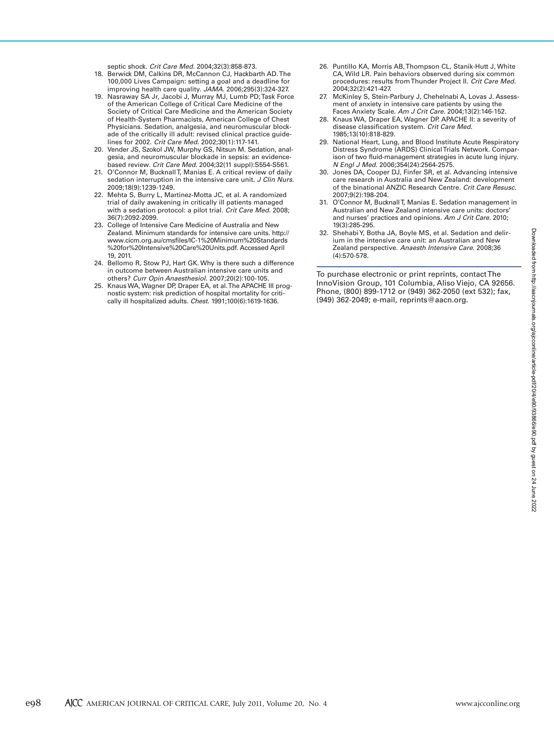septic shock. *Crit Care Med.* 2004;32(3):858-873.

18. Berwick DM, Calkins DR, McCannon CJ, Hackbarth AD. The 100,000 Lives Campaign: setting a goal and a deadline for improving health care quality. *JAMA.* 2006;295(3):324-327.
19. Nasraway SA Jr, Jacobi J, Murray MJ, Lumb PD; Task Force of the American College of Critical Care Medicine of the Society of Critical Care Medicine and the American Society of Health-System Pharmacists, American College of Chest Physicians. Sedation, analgesia, and neuromuscular blockade of the critically ill adult: revised clinical practice guidelines for 2002. *Crit Care Med.* 2002;30(1):117-141.
20. Vender JS, Szokol JW, Murphy GS, Nitsun M. Sedation, analgesia, and neuromuscular blockade in sepsis: an evidence-based review. *Crit Care Med.* 2004;32(11 suppl):S554-S561.
21. O'Connor M, Bucknall T, Manias E. A critical review of daily sedation interruption in the intensive care unit. *J Clin Nurs.* 2009;18(9):1239-1249.
22. Mehta S, Burry L, Martinez-Motta JC, et al. A randomized trial of daily awakening in critically ill patients managed with a sedation protocol: a pilot trial. *Crit Care Med.* 2008; 36(7):2092-2099.
23. College of Intensive Care Medicine of Australia and New Zealand. Minimum standards for intensive care units. http://www.cicm.org.au/cmsfiles/IC-1%20Minimum%20Standards%20for%20Intensive%20Care%20Units.pdf. Accessed April 19, 2011.
24. Bellomo R, Stow PJ, Hart GK. Why is there such a difference in outcome between Australian intensive care units and others? *Curr Opin Anaesthesiol.* 2007;20(2):100-105.
25. Knaus WA, Wagner DP, Draper EA, et al. The APACHE III prognostic system: risk prediction of hospital mortality for critically ill hospitalized adults. *Chest.* 1991;100(6):1619-1636.
26. Puntillo KA, Morris AB, Thompson CL, Stanik-Hutt J, White CA, Wild LR. Pain behaviors observed during six common procedures: results from Thunder Project II. *Crit Care Med.* 2004;32(2):421-427.
27. McKinley S, Stein-Parbury J, Chehelnabi A, Lovas J. Assessment of anxiety in intensive care patients by using the Faces Anxiety Scale. *Am J Crit Care.* 2004;13(2):146-152.
28. Knaus WA, Draper EA, Wagner DP. APACHE II: a severity of disease classification system. *Crit Care Med.* 1985;13(10):818-829.
29. National Heart, Lung, and Blood Institute Acute Respiratory Distress Syndrome (ARDS) Clinical Trials Network. Comparison of two fluid-management strategies in acute lung injury. *N Engl J Med.* 2006;354(24):2564-2575.
30. Jones DA, Cooper DJ, Finfer SR, et al. Advancing intensive care research in Australia and New Zealand: development of the binational ANZIC Research Centre. *Crit Care Resusc.* 2007;9(2):198-204.
31. O'Connor M, Bucknall T, Manias E. Sedation management in Australian and New Zealand intensive care units: doctors' and nurses' practices and opinions. *Am J Crit Care.* 2010; 19(3):285-295.
32. Shehabi Y, Botha JA, Boyle MS, et al. Sedation and delirium in the intensive care unit: an Australian and New Zealand perspective. *Anaesth Intensive Care.* 2008;36 (4):570-578.

To purchase electronic or print reprints, contact The InnoVision Group, 101 Columbia, Aliso Viejo, CA 92656. Phone, (800) 899-1712 or (949) 362-2050 (ext 532); fax, (949) 362-2049; e-mail, reprints@aacn.org.